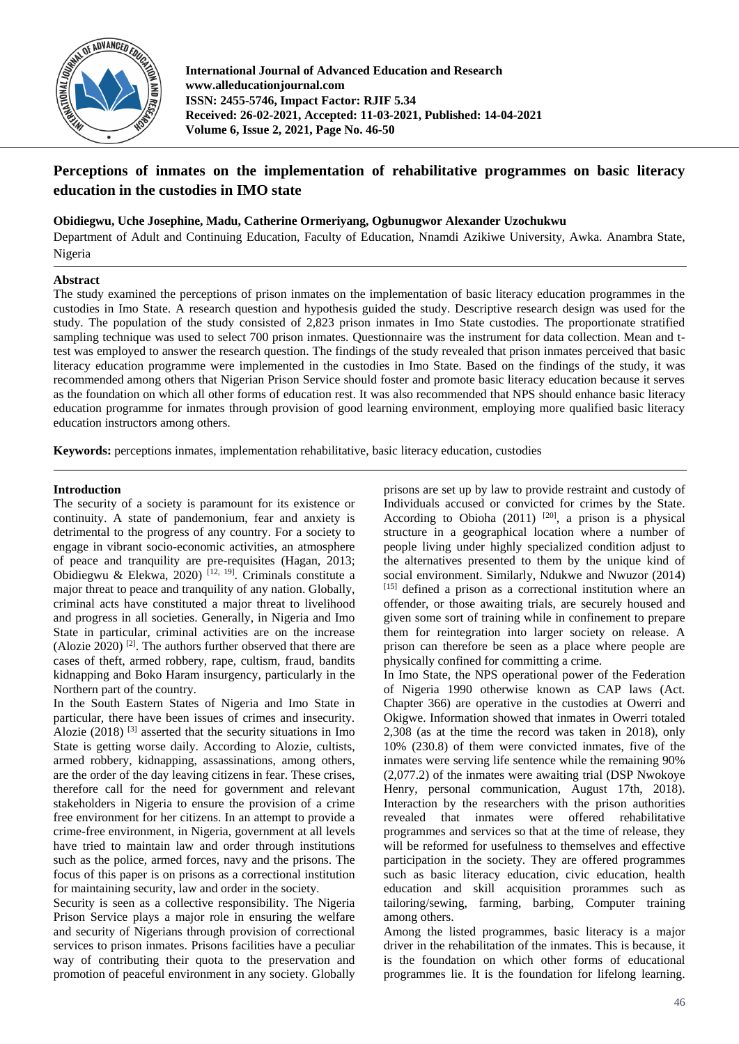# Perceptions of inmates on the implementation of rehabilitative programmes on basic literacy education in the custodies in IMO state

**Obidiegwu, Uche Josephine, Madu, Catherine Ormeriyang, Ogbunugwor Alexander Uzochukwu**

Department of Adult and Continuing Education, Faculty of Education, Nnamdi Azikiwe University, Awka. Anambra State, Nigeria

## Abstract

The study examined the perceptions of prison inmates on the implementation of basic literacy education programmes in the custodies in Imo State. A research question and hypothesis guided the study. Descriptive research design was used for the study. The population of the study consisted of 2,823 prison inmates in Imo State custodies. The proportionate stratified sampling technique was used to select 700 prison inmates. Questionnaire was the instrument for data collection. Mean and t-test was employed to answer the research question. The findings of the study revealed that prison inmates perceived that basic literacy education programme were implemented in the custodies in Imo State. Based on the findings of the study, it was recommended among others that Nigerian Prison Service should foster and promote basic literacy education because it serves as the foundation on which all other forms of education rest. It was also recommended that NPS should enhance basic literacy education programme for inmates through provision of good learning environment, employing more qualified basic literacy education instructors among others.

**Keywords:** perceptions inmates, implementation rehabilitative, basic literacy education, custodies

## Introduction

The security of a society is paramount for its existence or continuity. A state of pandemonium, fear and anxiety is detrimental to the progress of any country. For a society to engage in vibrant socio-economic activities, an atmosphere of peace and tranquility are pre-requisites (Hagan, 2013; Obidiegwu & Elekwa, 2020) [12, 19]. Criminals constitute a major threat to peace and tranquility of any nation. Globally, criminal acts have constituted a major threat to livelihood and progress in all societies. Generally, in Nigeria and Imo State in particular, criminal activities are on the increase (Alozie 2020) [2]. The authors further observed that there are cases of theft, armed robbery, rape, cultism, fraud, bandits kidnapping and Boko Haram insurgency, particularly in the Northern part of the country.

In the South Eastern States of Nigeria and Imo State in particular, there have been issues of crimes and insecurity. Alozie (2018) [3] asserted that the security situations in Imo State is getting worse daily. According to Alozie, cultists, armed robbery, kidnapping, assassinations, among others, are the order of the day leaving citizens in fear. These crises, therefore call for the need for government and relevant stakeholders in Nigeria to ensure the provision of a crime free environment for her citizens. In an attempt to provide a crime-free environment, in Nigeria, government at all levels have tried to maintain law and order through institutions such as the police, armed forces, navy and the prisons. The focus of this paper is on prisons as a correctional institution for maintaining security, law and order in the society.

Security is seen as a collective responsibility. The Nigeria Prison Service plays a major role in ensuring the welfare and security of Nigerians through provision of correctional services to prison inmates. Prisons facilities have a peculiar way of contributing their quota to the preservation and promotion of peaceful environment in any society. Globally prisons are set up by law to provide restraint and custody of Individuals accused or convicted for crimes by the State. According to Obioha (2011) [20], a prison is a physical structure in a geographical location where a number of people living under highly specialized condition adjust to the alternatives presented to them by the unique kind of social environment. Similarly, Ndukwe and Nwuzor (2014) [15] defined a prison as a correctional institution where an offender, or those awaiting trials, are securely housed and given some sort of training while in confinement to prepare them for reintegration into larger society on release. A prison can therefore be seen as a place where people are physically confined for committing a crime.

In Imo State, the NPS operational power of the Federation of Nigeria 1990 otherwise known as CAP laws (Act. Chapter 366) are operative in the custodies at Owerri and Okigwe. Information showed that inmates in Owerri totaled 2,308 (as at the time the record was taken in 2018), only 10% (230.8) of them were convicted inmates, five of the inmates were serving life sentence while the remaining 90% (2,077.2) of the inmates were awaiting trial (DSP Nwokoye Henry, personal communication, August 17th, 2018). Interaction by the researchers with the prison authorities revealed that inmates were offered rehabilitative programmes and services so that at the time of release, they will be reformed for usefulness to themselves and effective participation in the society. They are offered programmes such as basic literacy education, civic education, health education and skill acquisition proramme such as tailoring/sewing, farming, barbing, Computer training among others.

Among the listed programmes, basic literacy is a major driver in the rehabilitation of the inmates. This is because, it is the foundation on which other forms of educational programmes lie. It is the foundation for lifelong learning.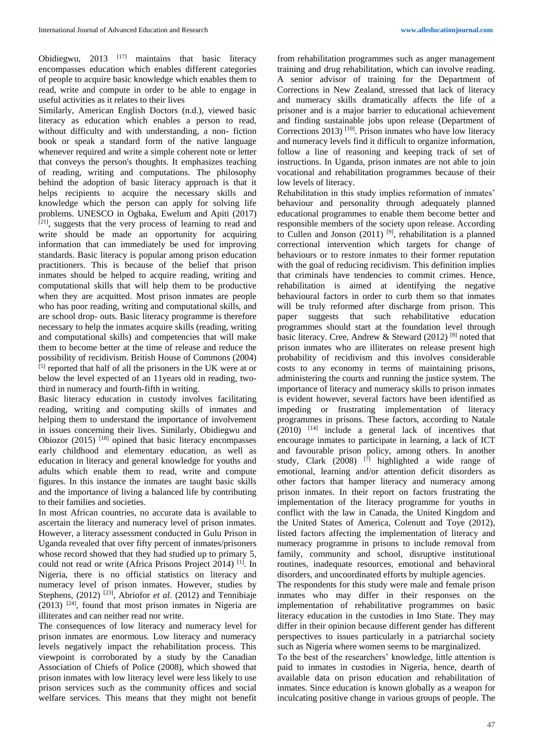Obidiegwu, 2013 [17] maintains that basic literacy encompasses education which enables different categories of people to acquire basic knowledge which enables them to read, write and compute in order to be able to engage in useful activities as it relates to their lives

Similarly, American English Doctors (n.d.), viewed basic literacy as education which enables a person to read, without difficulty and with understanding, a non- fiction book or speak a standard form of the native language whenever required and write a simple coherent note or letter that conveys the person's thoughts. It emphasizes teaching of reading, writing and computations. The philosophy behind the adoption of basic literacy approach is that it helps recipients to acquire the necessary skills and knowledge which the person can apply for solving life problems. UNESCO in Ogbaka, Ewelum and Apiti (2017) [21], suggests that the very process of learning to read and write should be made an opportunity for acquiring information that can immediately be used for improving standards. Basic literacy is popular among prison education practitioners. This is because of the belief that prison inmates should be helped to acquire reading, writing and computational skills that will help them to be productive when they are acquitted. Most prison inmates are people who has poor reading, writing and computational skills, and are school drop- outs. Basic literacy programme is therefore necessary to help the inmates acquire skills (reading, writing and computational skills) and competencies that will make them to become better at the time of release and reduce the possibility of recidivism. British House of Commons (2004) [5] reported that half of all the prisoners in the UK were at or below the level expected of an 11years old in reading, two-third in numeracy and fourth-fifth in writing.

Basic literacy education in custody involves facilitating reading, writing and computing skills of inmates and helping them to understand the importance of involvement in issues concerning their lives. Similarly, Obidiegwu and Obiozor (2015) [18] opined that basic literacy encompasses early childhood and elementary education, as well as education in literacy and general knowledge for youths and adults which enable them to read, write and compute figures. In this instance the inmates are taught basic skills and the importance of living a balanced life by contributing to their families and societies.

In most African countries, no accurate data is available to ascertain the literacy and numeracy level of prison inmates. However, a literacy assessment conducted in Gulu Prison in Uganda revealed that over fifty percent of inmates/prisoners whose record showed that they had studied up to primary 5, could not read or write (Africa Prisons Project 2014) [1]. In Nigeria, there is no official statistics on literacy and numeracy level of prison inmates. However, studies by Stephens, (2012) [23], Abriofor *et al*. (2012) and Tennibiaje (2013) [24], found that most prison inmates in Nigeria are illiterates and can neither read nor write.

The consequences of low literacy and numeracy level for prison inmates are enormous. Low literacy and numeracy levels negatively impact the rehabilitation process. This viewpoint is corroborated by a study by the Canadian Association of Chiefs of Police (2008), which showed that prison inmates with low literacy level were less likely to use prison services such as the community offices and social welfare services. This means that they might not benefit from rehabilitation programmes such as anger management training and drug rehabilitation, which can involve reading. A senior advisor of training for the Department of Corrections in New Zealand, stressed that lack of literacy and numeracy skills dramatically affects the life of a prisoner and is a major barrier to educational achievement and finding sustainable jobs upon release (Department of Corrections 2013) [10]. Prison inmates who have low literacy and numeracy levels find it difficult to organize information, follow a line of reasoning and keeping track of set of instructions. In Uganda, prison inmates are not able to join vocational and rehabilitation programmes because of their low levels of literacy.

Rehabilitation in this study implies reformation of inmates' behaviour and personality through adequately planned educational programmes to enable them become better and responsible members of the society upon release. According to Cullen and Jonson (2011) [9], rehabilitation is a planned correctional intervention which targets for change of behaviours or to restore inmates to their former reputation with the goal of reducing recidivism. This definition implies that criminals have tendencies to commit crimes. Hence, rehabilitation is aimed at identifying the negative behavioural factors in order to curb them so that inmates will be truly reformed after discharge from prison. This paper suggests that such rehabilitative education programmes should start at the foundation level through basic literacy. Cree, Andrew & Steward (2012) [8] noted that prison inmates who are illiterates on release present high probability of recidivism and this involves considerable costs to any economy in terms of maintaining prisons, administering the courts and running the justice system. The importance of literacy and numeracy skills to prison inmates is evident however, several factors have been identified as impeding or frustrating implementation of literacy programmes in prisons. These factors, according to Natale (2010) [14] include a general lack of incentives that encourage inmates to participate in learning, a lack of ICT and favourable prison policy, among others. In another study, Clark (2008) [7] highlighted a wide range of emotional, learning and/or attention deficit disorders as other factors that hamper literacy and numeracy among prison inmates. In their report on factors frustrating the implementation of the literacy programme for youths in conflict with the law in Canada, the United Kingdom and the United States of America, Colenutt and Toye (2012), listed factors affecting the implementation of literacy and numeracy programme in prisons to include removal from family, community and school, disruptive institutional routines, inadequate resources, emotional and behavioral disorders, and uncoordinated efforts by multiple agencies.

The respondents for this study were male and female prison inmates who may differ in their responses on the implementation of rehabilitative programmes on basic literacy education in the custodies in Imo State. They may differ in their opinion because different gender has different perspectives to issues particularly in a patriarchal society such as Nigeria where women seems to be marginalized.

To the best of the researchers' knowledge, little attention is paid to inmates in custodies in Nigeria, hence, dearth of available data on prison education and rehabilitation of inmates. Since education is known globally as a weapon for inculcating positive change in various groups of people. The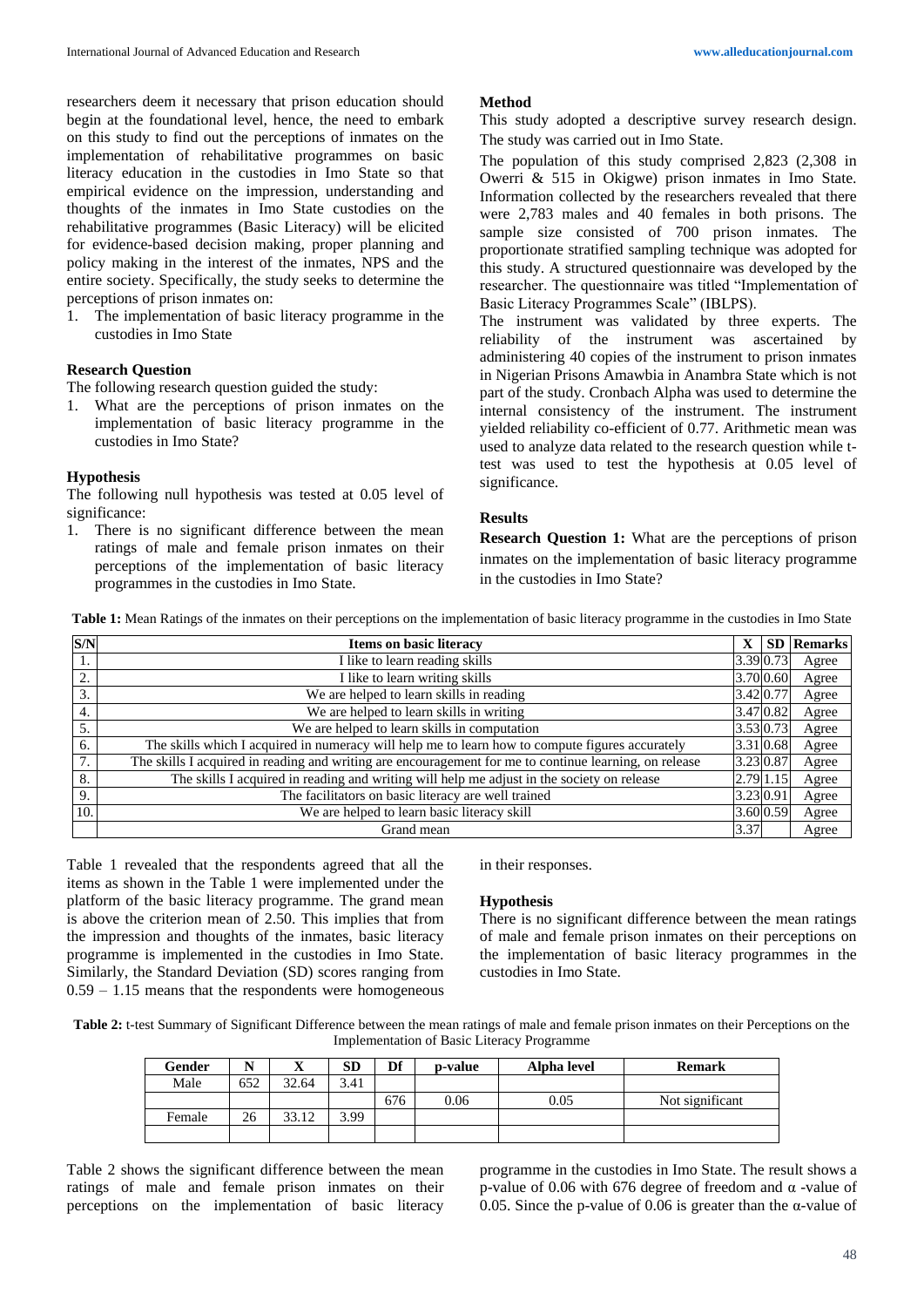researchers deem it necessary that prison education should begin at the foundational level, hence, the need to embark on this study to find out the perceptions of inmates on the implementation of rehabilitative programmes on basic literacy education in the custodies in Imo State so that empirical evidence on the impression, understanding and thoughts of the inmates in Imo State custodies on the rehabilitative programmes (Basic Literacy) will be elicited for evidence-based decision making, proper planning and policy making in the interest of the inmates, NPS and the entire society. Specifically, the study seeks to determine the perceptions of prison inmates on:

1. The implementation of basic literacy programme in the custodies in Imo State

### Research Question

The following research question guided the study:

1. What are the perceptions of prison inmates on the implementation of basic literacy programme in the custodies in Imo State?

### Hypothesis

The following null hypothesis was tested at 0.05 level of significance:

1. There is no significant difference between the mean ratings of male and female prison inmates on their perceptions of the implementation of basic literacy programmes in the custodies in Imo State.

### Method

This study adopted a descriptive survey research design. The study was carried out in Imo State.

The population of this study comprised 2,823 (2,308 in Owerri & 515 in Okigwe) prison inmates in Imo State. Information collected by the researchers revealed that there were 2,783 males and 40 females in both prisons. The sample size consisted of 700 prison inmates. The proportionate stratified sampling technique was adopted for this study. A structured questionnaire was developed by the researcher. The questionnaire was titled "Implementation of Basic Literacy Programmes Scale" (IBLPS).

The instrument was validated by three experts. The reliability of the instrument was ascertained by administering 40 copies of the instrument to prison inmates in Nigerian Prisons Amawbia in Anambra State which is not part of the study. Cronbach Alpha was used to determine the internal consistency of the instrument. The instrument yielded reliability co-efficient of 0.77. Arithmetic mean was used to analyze data related to the research question while t-test was used to test the hypothesis at 0.05 level of significance.

### Results

**Research Question 1:** What are the perceptions of prison inmates on the implementation of basic literacy programme in the custodies in Imo State?

**Table 1:** Mean Ratings of the inmates on their perceptions on the implementation of basic literacy programme in the custodies in Imo State

| S/N | Items on basic literacy | X | SD | Remarks |
|---|---|---|---|---|
| 1. | I like to learn reading skills | 3.39 | 0.73 | Agree |
| 2. | I like to learn writing skills | 3.70 | 0.60 | Agree |
| 3. | We are helped to learn skills in reading | 3.42 | 0.77 | Agree |
| 4. | We are helped to learn skills in writing | 3.47 | 0.82 | Agree |
| 5. | We are helped to learn skills in computation | 3.53 | 0.73 | Agree |
| 6. | The skills which I acquired in numeracy will help me to learn how to compute figures accurately | 3.31 | 0.68 | Agree |
| 7. | The skills I acquired in reading and writing are encouragement for me to continue learning, on release | 3.23 | 0.87 | Agree |
| 8. | The skills I acquired in reading and writing will help me adjust in the society on release | 2.79 | 1.15 | Agree |
| 9. | The facilitators on basic literacy are well trained | 3.23 | 0.91 | Agree |
| 10. | We are helped to learn basic literacy skill | 3.60 | 0.59 | Agree |
| | Grand mean | 3.37 | | Agree |

Table 1 revealed that the respondents agreed that all the items as shown in the Table 1 were implemented under the platform of the basic literacy programme. The grand mean is above the criterion mean of 2.50. This implies that from the impression and thoughts of the inmates, basic literacy programme is implemented in the custodies in Imo State. Similarly, the Standard Deviation (SD) scores ranging from 0.59 – 1.15 means that the respondents were homogeneous in their responses.

### Hypothesis

There is no significant difference between the mean ratings of male and female prison inmates on their perceptions on the implementation of basic literacy programmes in the custodies in Imo State.

**Table 2:** t-test Summary of Significant Difference between the mean ratings of male and female prison inmates on their Perceptions on the Implementation of Basic Literacy Programme

| Gender | N | X | SD | Df | p-value | Alpha level | Remark |
|---|---|---|---|---|---|---|---|
| Male | 652 | 32.64 | 3.41 | | | | |
| | | | | 676 | 0.06 | 0.05 | Not significant |
| Female | 26 | 33.12 | 3.99 | | | | |

Table 2 shows the significant difference between the mean ratings of male and female prison inmates on their perceptions on the implementation of basic literacy programme in the custodies in Imo State. The result shows a p-value of 0.06 with 676 degree of freedom and $\alpha$ -value of 0.05. Since the p-value of 0.06 is greater than the $\alpha$-value of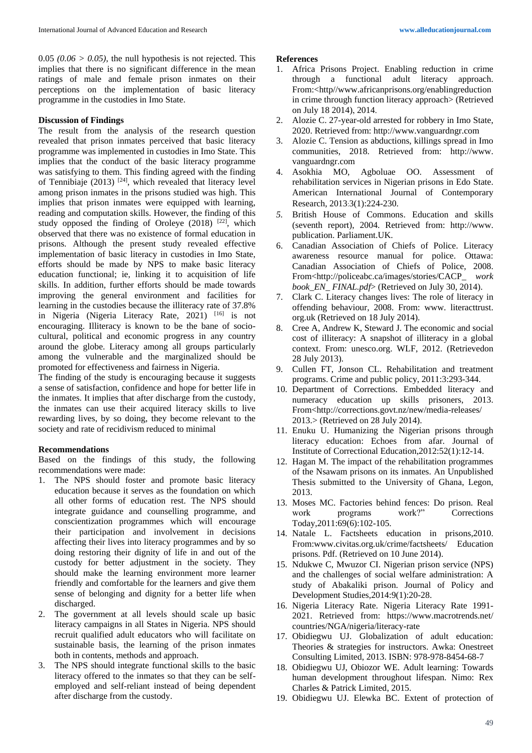0.05 *(0.06 > 0.05),* the null hypothesis is not rejected. This implies that there is no significant difference in the mean ratings of male and female prison inmates on their perceptions on the implementation of basic literacy programme in the custodies in Imo State.

**Discussion of Findings**

The result from the analysis of the research question revealed that prison inmates perceived that basic literacy programme was implemented in custodies in Imo State. This implies that the conduct of the basic literacy programme was satisfying to them. This finding agreed with the finding of Tennibiaje (2013) [24], which revealed that literacy level among prison inmates in the prisons studied was high. This implies that prison inmates were equipped with learning, reading and computation skills. However, the finding of this study opposed the finding of Oroleye (2018) [22], which observed that there was no existence of formal education in prisons. Although the present study revealed effective implementation of basic literacy in custodies in Imo State, efforts should be made by NPS to make basic literacy education functional; ie, linking it to acquisition of life skills. In addition, further efforts should be made towards improving the general environment and facilities for learning in the custodies because the illiteracy rate of 37.8% in Nigeria (Nigeria Literacy Rate, 2021) [16] is not encouraging. Illiteracy is known to be the bane of socio-cultural, political and economic progress in any country around the globe. Literacy among all groups particularly among the vulnerable and the marginalized should be promoted for effectiveness and fairness in Nigeria.

The finding of the study is encouraging because it suggests a sense of satisfaction, confidence and hope for better life in the inmates. It implies that after discharge from the custody, the inmates can use their acquired literacy skills to live rewarding lives, by so doing, they become relevant to the society and rate of recidivism reduced to minimal

**Recommendations**

Based on the findings of this study, the following recommendations were made:

1. The NPS should foster and promote basic literacy education because it serves as the foundation on which all other forms of education rest. The NPS should integrate guidance and counselling programme, and conscientization programmes which will encourage their participation and involvement in decisions affecting their lives into literacy programmes and by so doing restoring their dignity of life in and out of the custody for better adjustment in the society. They should make the learning environment more learner friendly and comfortable for the learners and give them sense of belonging and dignity for a better life when discharged.
2. The government at all levels should scale up basic literacy campaigns in all States in Nigeria. NPS should recruit qualified adult educators who will facilitate on sustainable basis, the learning of the prison inmates both in contents, methods and approach.
3. The NPS should integrate functional skills to the basic literacy offered to the inmates so that they can be self-employed and self-reliant instead of being dependent after discharge from the custody.

**References**

1. Africa Prisons Project. Enabling reduction in crime through a functional adult literacy approach. From:<http//www.africanprisons.org/enablingreduction in crime through function literacy approach> (Retrieved on July 18 2014), 2014.
2. Alozie C. 27-year-old arrested for robbery in Imo State, 2020. Retrieved from: http://www.vanguardngr.com
3. Alozie C. Tension as abductions, killings spread in Imo communities, 2018. Retrieved from: http://www. vanguardngr.com
4. Asokhia MO, Agboluae OO. Assessment of rehabilitation services in Nigerian prisons in Edo State. American International Journal of Contemporary Research, 2013:3(1):224-230.
5. British House of Commons. Education and skills (seventh report), 2004. Retrieved from: http://www. publication. Parliament.UK.
6. Canadian Association of Chiefs of Police. Literacy awareness resource manual for police. Ottawa: Canadian Association of Chiefs of Police, 2008. From<http://policeabc.ca/images/stories/CACP_ *work book_EN_ FINAL.pdf*> (Retrieved on July 30, 2014).
7. Clark C. Literacy changes lives: The role of literacy in offending behaviour, 2008. From: www. literacttrust. org.uk (Retrieved on 18 July 2014).
8. Cree A, Andrew K, Steward J. The economic and social cost of illiteracy: A snapshot of illiteracy in a global context. From: unesco.org. WLF, 2012. (Retrievedon 28 July 2013).
9. Cullen FT, Jonson CL. Rehabilitation and treatment programs. Crime and public policy, 2011:3:293-344.
10. Department of Corrections. Embedded literacy and numeracy education up skills prisoners, 2013. From<http://corrections.govt.nz/new/media-releases/ 2013.> (Retrieved on 28 July 2014).
11. Enuku U. Humanizing the Nigerian prisons through literacy education: Echoes from afar. Journal of Institute of Correctional Education,2012:52(1):12-14.
12. Hagan M. The impact of the rehabilitation programmes of the Nsawam prisons on its inmates. An Unpublished Thesis submitted to the University of Ghana, Legon, 2013.
13. Moses MC. Factories behind fences: Do prison. Real work programs work?" Corrections Today,2011:69(6):102-105.
14. Natale L. Factsheets education in prisons,2010. From:www.civitas.org.uk/crime/factsheets/ Education prisons. Pdf. (Retrieved on 10 June 2014).
15. Ndukwe C, Mwuzor CI. Nigerian prison service (NPS) and the challenges of social welfare administration: A study of Abakaliki prison. Journal of Policy and Development Studies,2014:9(1):20-28.
16. Nigeria Literacy Rate. Nigeria Literacy Rate 1991-2021. Retrieved from: https://www.macrotrends.net/ countries/NGA/nigeria/literacy-rate
17. Obidiegwu UJ. Globalization of adult education: Theories & strategies for instructors. Awka: Onestreet Consulting Limited, 2013. ISBN: 978-978-8454-68-7
18. Obidiegwu UJ, Obiozor WE. Adult learning: Towards human development throughout lifespan. Nimo: Rex Charles & Patrick Limited, 2015.
19. Obidiegwu UJ. Elewka BC. Extent of protection of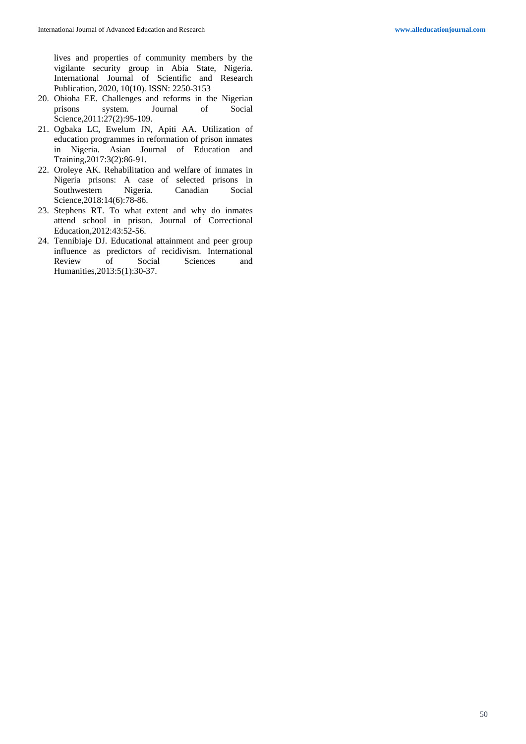lives and properties of community members by the vigilante security group in Abia State, Nigeria. International Journal of Scientific and Research Publication, 2020, 10(10). ISSN: 2250-3153

20. Obioha EE. Challenges and reforms in the Nigerian prisons system. Journal of Social Science,2011:27(2):95-109.
21. Ogbaka LC, Ewelum JN, Apiti AA. Utilization of education programmes in reformation of prison inmates in Nigeria. Asian Journal of Education and Training,2017:3(2):86-91.
22. Oroleye AK. Rehabilitation and welfare of inmates in Nigeria prisons: A case of selected prisons in Southwestern Nigeria. Canadian Social Science,2018:14(6):78-86.
23. Stephens RT. To what extent and why do inmates attend school in prison. Journal of Correctional Education,2012:43:52-56.
24. Tennibiaje DJ. Educational attainment and peer group influence as predictors of recidivism. International Review of Social Sciences and Humanities,2013:5(1):30-37.